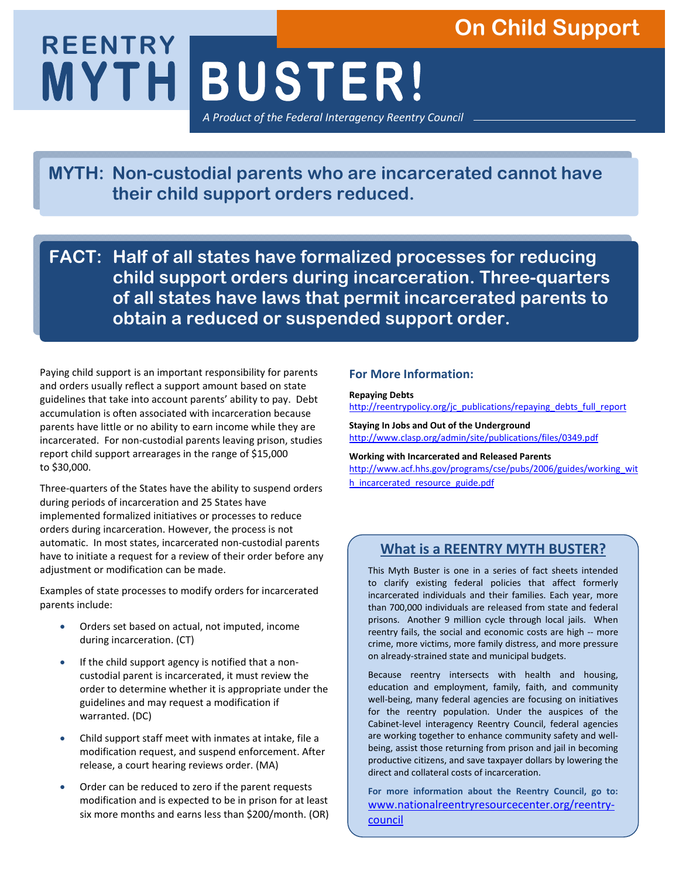# On Child Support

# REENTRY MYTH BUSTER!

*A Product of the Federal Interagency Reentry Council*

## MYTH: Non-custodial parents who are incarcerated cannot have their child support orders reduced.

## FACT: Half of all states have formalized processes for reducing child support orders during incarceration. Three-quarters of all states have laws that permit incarcerated parents to obtain a reduced or suspended support order.

Paying child support is an important responsibility for parents and orders usually reflect a support amount based on state guidelines that take into account parents' ability to pay. Debt accumulation is often associated with incarceration because parents have little or no ability to earn income while they are incarcerated. For non-custodial parents leaving prison, studies report child support arrearages in the range of $15,000 to $30,000.

Three-quarters of the States have the ability to suspend orders during periods of incarceration and 25 States have implemented formalized initiatives or processes to reduce orders during incarceration. However, the process is not automatic. In most states, incarcerated non-custodial parents have to initiate a request for a review of their order before any adjustment or modification can be made.

Examples of state processes to modify orders for incarcerated parents include:

- Orders set based on actual, not imputed, income during incarceration. (CT)
- If the child support agency is notified that a non-custodial parent is incarcerated, it must review the order to determine whether it is appropriate under the guidelines and may request a modification if warranted. (DC)
- Child support staff meet with inmates at intake, file a modification request, and suspend enforcement. After release, a court hearing reviews order. (MA)
- Order can be reduced to zero if the parent requests modification and is expected to be in prison for at least six more months and earns less than $200/month. (OR)

### For More Information:

**Repaying Debts**
http://reentrypolicy.org/jc_publications/repaying_debts_full_report

**Staying In Jobs and Out of the Underground**
http://www.clasp.org/admin/site/publications/files/0349.pdf

**Working with Incarcerated and Released Parents**
http://www.acf.hhs.gov/programs/cse/pubs/2006/guides/working_with_incarcerated_resource_guide.pdf

### What is a REENTRY MYTH BUSTER?

This Myth Buster is one in a series of fact sheets intended to clarify existing federal policies that affect formerly incarcerated individuals and their families. Each year, more than 700,000 individuals are released from state and federal prisons. Another 9 million cycle through local jails. When reentry fails, the social and economic costs are high -- more crime, more victims, more family distress, and more pressure on already-strained state and municipal budgets.

Because reentry intersects with health and housing, education and employment, family, faith, and community well-being, many federal agencies are focusing on initiatives for the reentry population. Under the auspices of the Cabinet-level interagency Reentry Council, federal agencies are working together to enhance community safety and well-being, assist those returning from prison and jail in becoming productive citizens, and save taxpayer dollars by lowering the direct and collateral costs of incarceration.

**For more information about the Reentry Council, go to:**
www.nationalreentryresourcecenter.org/reentry-council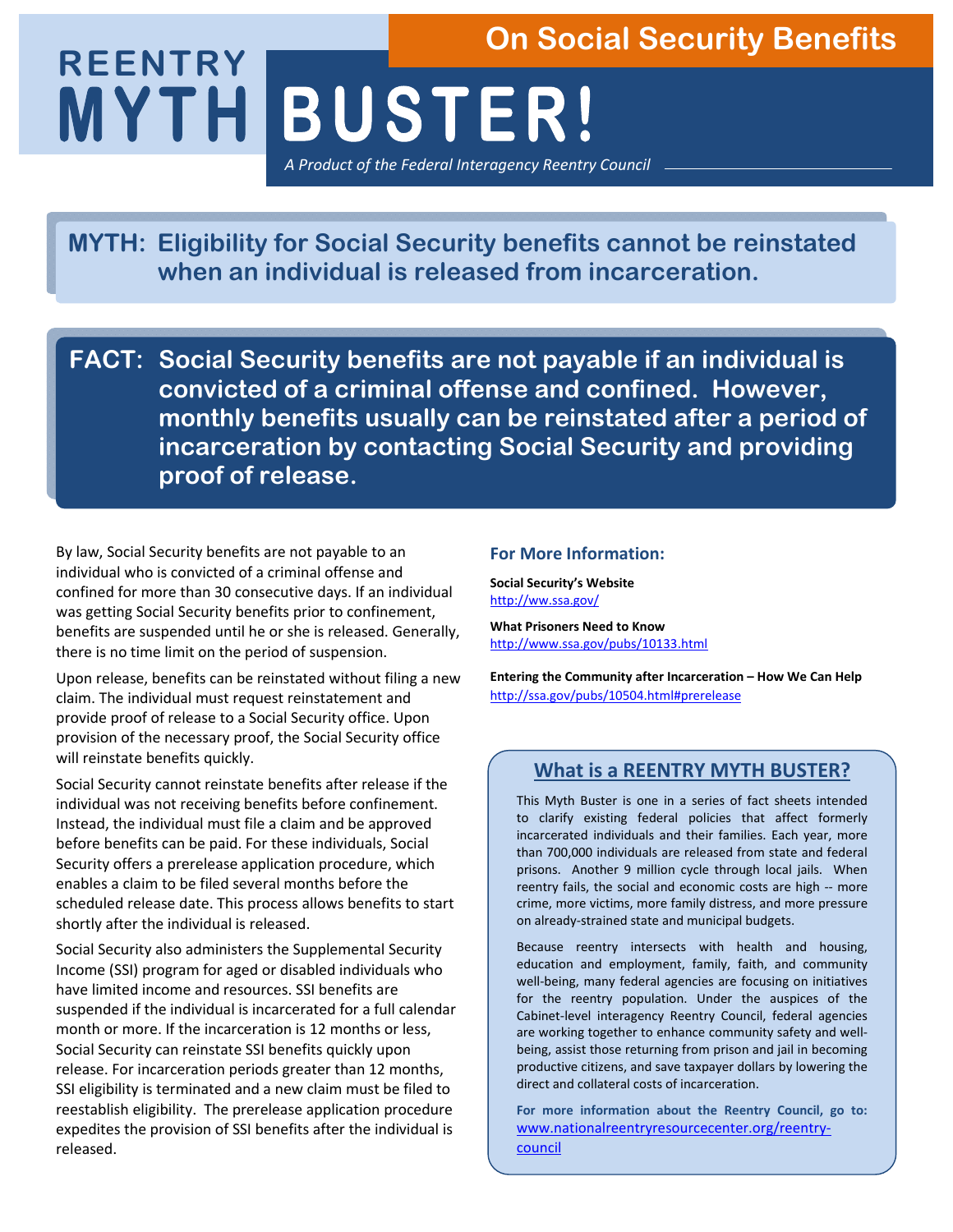# On Social Security Benefits

# REENTRY MYTH BUSTER!

*A Product of the Federal Interagency Reentry Council*

## MYTH: Eligibility for Social Security benefits cannot be reinstated when an individual is released from incarceration.

## FACT: Social Security benefits are not payable if an individual is convicted of a criminal offense and confined. However, monthly benefits usually can be reinstated after a period of incarceration by contacting Social Security and providing proof of release.

By law, Social Security benefits are not payable to an individual who is convicted of a criminal offense and confined for more than 30 consecutive days. If an individual was getting Social Security benefits prior to confinement, benefits are suspended until he or she is released. Generally, there is no time limit on the period of suspension.

Upon release, benefits can be reinstated without filing a new claim. The individual must request reinstatement and provide proof of release to a Social Security office. Upon provision of the necessary proof, the Social Security office will reinstate benefits quickly.

Social Security cannot reinstate benefits after release if the individual was not receiving benefits before confinement. Instead, the individual must file a claim and be approved before benefits can be paid. For these individuals, Social Security offers a prerelease application procedure, which enables a claim to be filed several months before the scheduled release date. This process allows benefits to start shortly after the individual is released.

Social Security also administers the Supplemental Security Income (SSI) program for aged or disabled individuals who have limited income and resources. SSI benefits are suspended if the individual is incarcerated for a full calendar month or more. If the incarceration is 12 months or less, Social Security can reinstate SSI benefits quickly upon release. For incarceration periods greater than 12 months, SSI eligibility is terminated and a new claim must be filed to reestablish eligibility. The prerelease application procedure expedites the provision of SSI benefits after the individual is released.

### For More Information:

**Social Security's Website**
http://ww.ssa.gov/

**What Prisoners Need to Know**
http://www.ssa.gov/pubs/10133.html

**Entering the Community after Incarceration – How We Can Help**
http://ssa.gov/pubs/10504.html#prerelease

### What is a REENTRY MYTH BUSTER?

This Myth Buster is one in a series of fact sheets intended to clarify existing federal policies that affect formerly incarcerated individuals and their families. Each year, more than 700,000 individuals are released from state and federal prisons. Another 9 million cycle through local jails. When reentry fails, the social and economic costs are high -- more crime, more victims, more family distress, and more pressure on already-strained state and municipal budgets.

Because reentry intersects with health and housing, education and employment, family, faith, and community well-being, many federal agencies are focusing on initiatives for the reentry population. Under the auspices of the Cabinet-level interagency Reentry Council, federal agencies are working together to enhance community safety and well-being, assist those returning from prison and jail in becoming productive citizens, and save taxpayer dollars by lowering the direct and collateral costs of incarceration.

**For more information about the Reentry Council, go to:** www.nationalreentryresourcecenter.org/reentry-council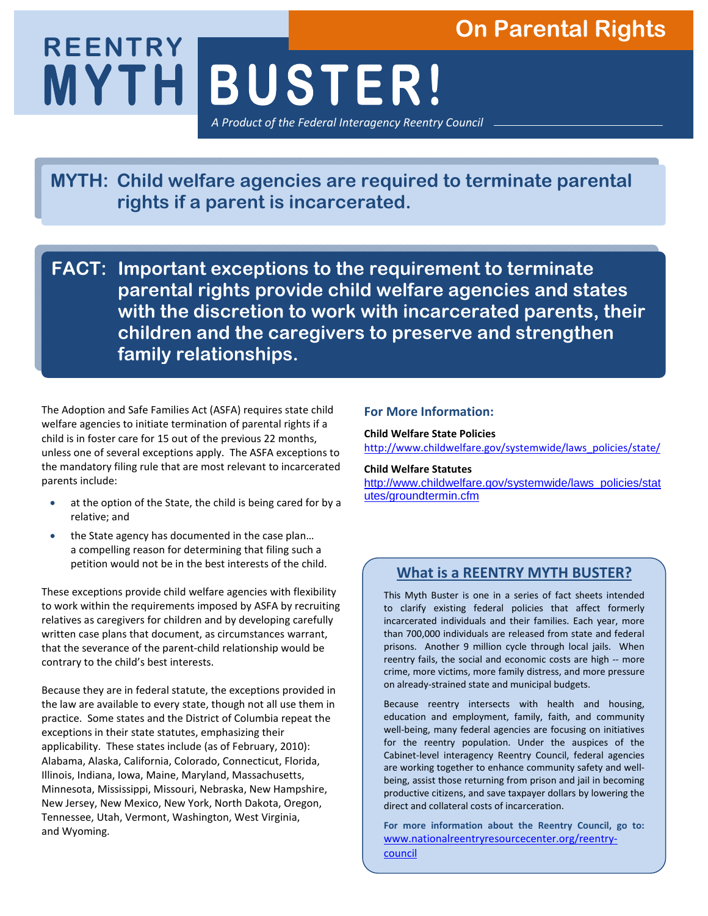# REENTRY MYTH BUSTER!

## On Parental Rights

*A Product of the Federal Interagency Reentry Council*

**MYTH: Child welfare agencies are required to terminate parental rights if a parent is incarcerated.**

**FACT: Important exceptions to the requirement to terminate parental rights provide child welfare agencies and states with the discretion to work with incarcerated parents, their children and the caregivers to preserve and strengthen family relationships.**

The Adoption and Safe Families Act (ASFA) requires state child welfare agencies to initiate termination of parental rights if a child is in foster care for 15 out of the previous 22 months, unless one of several exceptions apply. The ASFA exceptions to the mandatory filing rule that are most relevant to incarcerated parents include:

- at the option of the State, the child is being cared for by a relative; and
- the State agency has documented in the case plan… a compelling reason for determining that filing such a petition would not be in the best interests of the child.

These exceptions provide child welfare agencies with flexibility to work within the requirements imposed by ASFA by recruiting relatives as caregivers for children and by developing carefully written case plans that document, as circumstances warrant, that the severance of the parent-child relationship would be contrary to the child's best interests.

Because they are in federal statute, the exceptions provided in the law are available to every state, though not all use them in practice. Some states and the District of Columbia repeat the exceptions in their state statutes, emphasizing their applicability. These states include (as of February, 2010): Alabama, Alaska, California, Colorado, Connecticut, Florida, Illinois, Indiana, Iowa, Maine, Maryland, Massachusetts, Minnesota, Mississippi, Missouri, Nebraska, New Hampshire, New Jersey, New Mexico, New York, North Dakota, Oregon, Tennessee, Utah, Vermont, Washington, West Virginia, and Wyoming.

### For More Information:

**Child Welfare State Policies**
http://www.childwelfare.gov/systemwide/laws_policies/state/

**Child Welfare Statutes**
http://www.childwelfare.gov/systemwide/laws_policies/statutes/groundtermin.cfm

### What is a REENTRY MYTH BUSTER?

This Myth Buster is one in a series of fact sheets intended to clarify existing federal policies that affect formerly incarcerated individuals and their families. Each year, more than 700,000 individuals are released from state and federal prisons. Another 9 million cycle through local jails. When reentry fails, the social and economic costs are high -- more crime, more victims, more family distress, and more pressure on already-strained state and municipal budgets.

Because reentry intersects with health and housing, education and employment, family, faith, and community well-being, many federal agencies are focusing on initiatives for the reentry population. Under the auspices of the Cabinet-level interagency Reentry Council, federal agencies are working together to enhance community safety and well-being, assist those returning from prison and jail in becoming productive citizens, and save taxpayer dollars by lowering the direct and collateral costs of incarceration.

**For more information about the Reentry Council, go to:** www.nationalreentryresourcecenter.org/reentry-council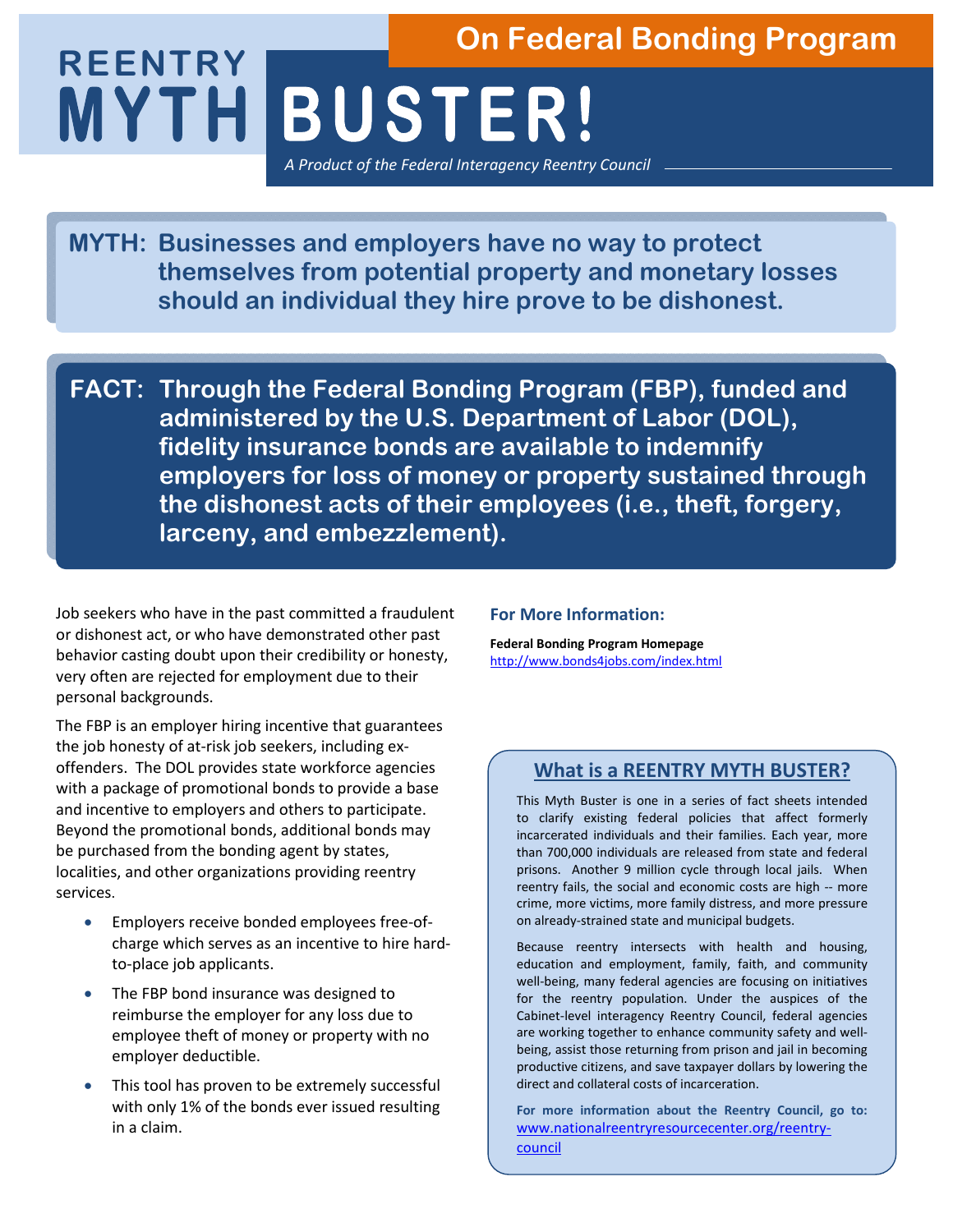# REENTRY MYTH BUSTER!

## On Federal Bonding Program

*A Product of the Federal Interagency Reentry Council*

**MYTH: Businesses and employers have no way to protect themselves from potential property and monetary losses should an individual they hire prove to be dishonest.**

**FACT: Through the Federal Bonding Program (FBP), funded and administered by the U.S. Department of Labor (DOL), fidelity insurance bonds are available to indemnify employers for loss of money or property sustained through the dishonest acts of their employees (i.e., theft, forgery, larceny, and embezzlement).**

Job seekers who have in the past committed a fraudulent or dishonest act, or who have demonstrated other past behavior casting doubt upon their credibility or honesty, very often are rejected for employment due to their personal backgrounds.

The FBP is an employer hiring incentive that guarantees the job honesty of at-risk job seekers, including ex-offenders. The DOL provides state workforce agencies with a package of promotional bonds to provide a base and incentive to employers and others to participate. Beyond the promotional bonds, additional bonds may be purchased from the bonding agent by states, localities, and other organizations providing reentry services.

- Employers receive bonded employees free-of-charge which serves as an incentive to hire hard-to-place job applicants.
- The FBP bond insurance was designed to reimburse the employer for any loss due to employee theft of money or property with no employer deductible.
- This tool has proven to be extremely successful with only 1% of the bonds ever issued resulting in a claim.

### For More Information:

**Federal Bonding Program Homepage**
http://www.bonds4jobs.com/index.html

### What is a REENTRY MYTH BUSTER?

This Myth Buster is one in a series of fact sheets intended to clarify existing federal policies that affect formerly incarcerated individuals and their families. Each year, more than 700,000 individuals are released from state and federal prisons. Another 9 million cycle through local jails. When reentry fails, the social and economic costs are high -- more crime, more victims, more family distress, and more pressure on already-strained state and municipal budgets.

Because reentry intersects with health and housing, education and employment, family, faith, and community well-being, many federal agencies are focusing on initiatives for the reentry population. Under the auspices of the Cabinet-level interagency Reentry Council, federal agencies are working together to enhance community safety and well-being, assist those returning from prison and jail in becoming productive citizens, and save taxpayer dollars by lowering the direct and collateral costs of incarceration.

**For more information about the Reentry Council, go to:** www.nationalreentryresourcecenter.org/reentry-council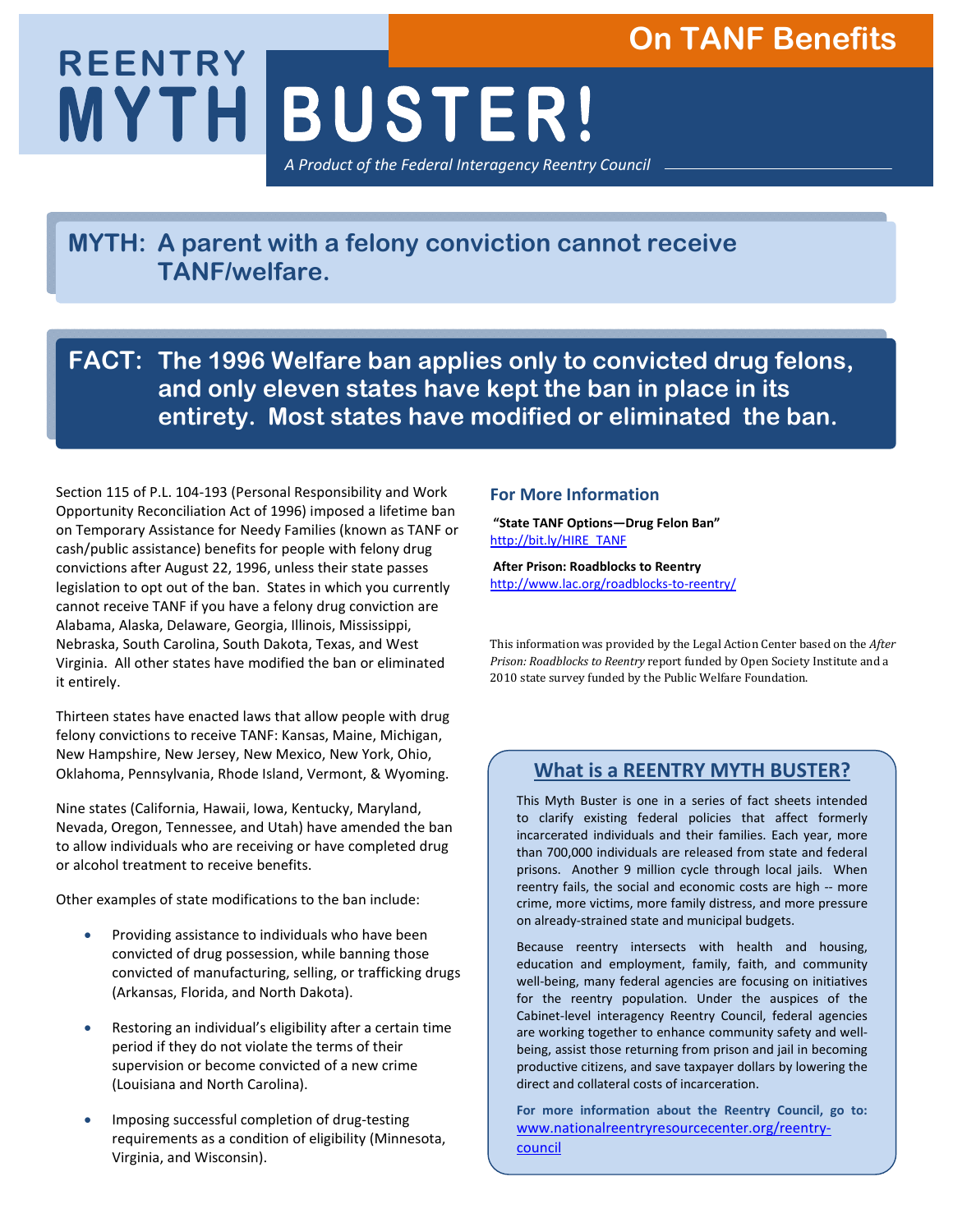# REENTRY MYTH BUSTER!

## On TANF Benefits

*A Product of the Federal Interagency Reentry Council*

## MYTH: A parent with a felony conviction cannot receive TANF/welfare.

## FACT: The 1996 Welfare ban applies only to convicted drug felons, and only eleven states have kept the ban in place in its entirety. Most states have modified or eliminated the ban.

Section 115 of P.L. 104-193 (Personal Responsibility and Work Opportunity Reconciliation Act of 1996) imposed a lifetime ban on Temporary Assistance for Needy Families (known as TANF or cash/public assistance) benefits for people with felony drug convictions after August 22, 1996, unless their state passes legislation to opt out of the ban. States in which you currently cannot receive TANF if you have a felony drug conviction are Alabama, Alaska, Delaware, Georgia, Illinois, Mississippi, Nebraska, South Carolina, South Dakota, Texas, and West Virginia. All other states have modified the ban or eliminated it entirely.

Thirteen states have enacted laws that allow people with drug felony convictions to receive TANF: Kansas, Maine, Michigan, New Hampshire, New Jersey, New Mexico, New York, Ohio, Oklahoma, Pennsylvania, Rhode Island, Vermont, & Wyoming.

Nine states (California, Hawaii, Iowa, Kentucky, Maryland, Nevada, Oregon, Tennessee, and Utah) have amended the ban to allow individuals who are receiving or have completed drug or alcohol treatment to receive benefits.

Other examples of state modifications to the ban include:

- Providing assistance to individuals who have been convicted of drug possession, while banning those convicted of manufacturing, selling, or trafficking drugs (Arkansas, Florida, and North Dakota).
- Restoring an individual's eligibility after a certain time period if they do not violate the terms of their supervision or become convicted of a new crime (Louisiana and North Carolina).
- Imposing successful completion of drug-testing requirements as a condition of eligibility (Minnesota, Virginia, and Wisconsin).

### For More Information

**"State TANF Options—Drug Felon Ban"**
http://bit.ly/HIRE_TANF

**After Prison: Roadblocks to Reentry**
http://www.lac.org/roadblocks-to-reentry/

This information was provided by the Legal Action Center based on the *After Prison: Roadblocks to Reentry* report funded by Open Society Institute and a 2010 state survey funded by the Public Welfare Foundation.

### What is a REENTRY MYTH BUSTER?

This Myth Buster is one in a series of fact sheets intended to clarify existing federal policies that affect formerly incarcerated individuals and their families. Each year, more than 700,000 individuals are released from state and federal prisons. Another 9 million cycle through local jails. When reentry fails, the social and economic costs are high -- more crime, more victims, more family distress, and more pressure on already-strained state and municipal budgets.

Because reentry intersects with health and housing, education and employment, family, faith, and community well-being, many federal agencies are focusing on initiatives for the reentry population. Under the auspices of the Cabinet-level interagency Reentry Council, federal agencies are working together to enhance community safety and well-being, assist those returning from prison and jail in becoming productive citizens, and save taxpayer dollars by lowering the direct and collateral costs of incarceration.

**For more information about the Reentry Council, go to:** www.nationalreentryresourcecenter.org/reentry-council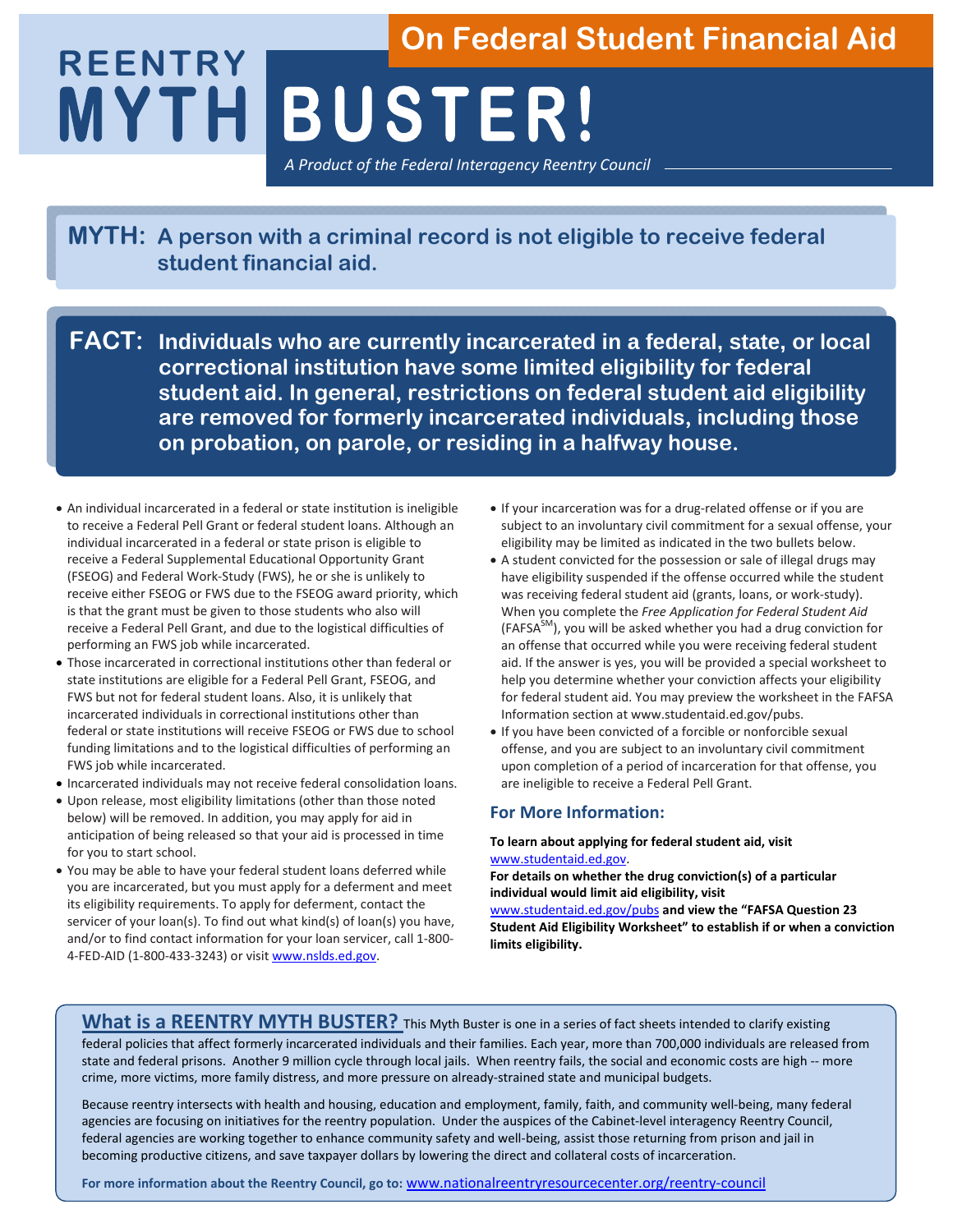# REENTRY MYTH BUSTER!

## On Federal Student Financial Aid

*A Product of the Federal Interagency Reentry Council*

**MYTH: A person with a criminal record is not eligible to receive federal student financial aid.**

**FACT: Individuals who are currently incarcerated in a federal, state, or local correctional institution have some limited eligibility for federal student aid. In general, restrictions on federal student aid eligibility are removed for formerly incarcerated individuals, including those on probation, on parole, or residing in a halfway house.**

- An individual incarcerated in a federal or state institution is ineligible to receive a Federal Pell Grant or federal student loans. Although an individual incarcerated in a federal or state prison is eligible to receive a Federal Supplemental Educational Opportunity Grant (FSEOG) and Federal Work-Study (FWS), he or she is unlikely to receive either FSEOG or FWS due to the FSEOG award priority, which is that the grant must be given to those students who also will receive a Federal Pell Grant, and due to the logistical difficulties of performing an FWS job while incarcerated.
- Those incarcerated in correctional institutions other than federal or state institutions are eligible for a Federal Pell Grant, FSEOG, and FWS but not for federal student loans. Also, it is unlikely that incarcerated individuals in correctional institutions other than federal or state institutions will receive FSEOG or FWS due to school funding limitations and to the logistical difficulties of performing an FWS job while incarcerated.
- Incarcerated individuals may not receive federal consolidation loans.
- Upon release, most eligibility limitations (other than those noted below) will be removed. In addition, you may apply for aid in anticipation of being released so that your aid is processed in time for you to start school.
- You may be able to have your federal student loans deferred while you are incarcerated, but you must apply for a deferment and meet its eligibility requirements. To apply for deferment, contact the servicer of your loan(s). To find out what kind(s) of loan(s) you have, and/or to find contact information for your loan servicer, call 1-800-4-FED-AID (1-800-433-3243) or visit www.nslds.ed.gov.
- If your incarceration was for a drug-related offense or if you are subject to an involuntary civil commitment for a sexual offense, your eligibility may be limited as indicated in the two bullets below.
- A student convicted for the possession or sale of illegal drugs may have eligibility suspended if the offense occurred while the student was receiving federal student aid (grants, loans, or work-study). When you complete the *Free Application for Federal Student Aid* (FAFSA[SM]), you will be asked whether you had a drug conviction for an offense that occurred while you were receiving federal student aid. If the answer is yes, you will be provided a special worksheet to help you determine whether your conviction affects your eligibility for federal student aid. You may preview the worksheet in the FAFSA Information section at www.studentaid.ed.gov/pubs.
- If you have been convicted of a forcible or nonforcible sexual offense, and you are subject to an involuntary civil commitment upon completion of a period of incarceration for that offense, you are ineligible to receive a Federal Pell Grant.

### For More Information:

**To learn about applying for federal student aid, visit** www.studentaid.ed.gov.

**For details on whether the drug conviction(s) of a particular individual would limit aid eligibility, visit** www.studentaid.ed.gov/pubs **and view the "FAFSA Question 23 Student Aid Eligibility Worksheet" to establish if or when a conviction limits eligibility.**

## What is a REENTRY MYTH BUSTER?

This Myth Buster is one in a series of fact sheets intended to clarify existing federal policies that affect formerly incarcerated individuals and their families. Each year, more than 700,000 individuals are released from state and federal prisons. Another 9 million cycle through local jails. When reentry fails, the social and economic costs are high -- more crime, more victims, more family distress, and more pressure on already-strained state and municipal budgets.

Because reentry intersects with health and housing, education and employment, family, faith, and community well-being, many federal agencies are focusing on initiatives for the reentry population. Under the auspices of the Cabinet-level interagency Reentry Council, federal agencies are working together to enhance community safety and well-being, assist those returning from prison and jail in becoming productive citizens, and save taxpayer dollars by lowering the direct and collateral costs of incarceration.

**For more information about the Reentry Council, go to:** www.nationalreentryresourcecenter.org/reentry-council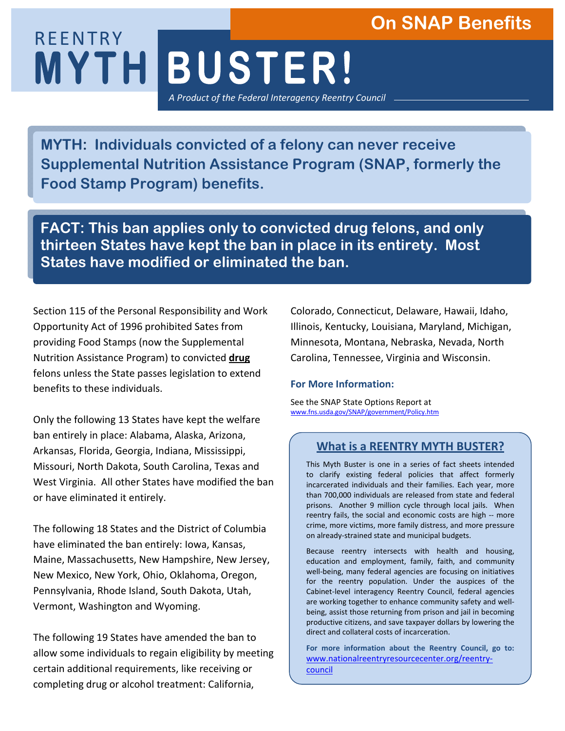# On SNAP Benefits

# REENTRY MYTH BUSTER!

*A Product of the Federal Interagency Reentry Council*

## MYTH: Individuals convicted of a felony can never receive Supplemental Nutrition Assistance Program (SNAP, formerly the Food Stamp Program) benefits.

## FACT: This ban applies only to convicted drug felons, and only thirteen States have kept the ban in place in its entirety. Most States have modified or eliminated the ban.

Section 115 of the Personal Responsibility and Work Opportunity Act of 1996 prohibited Sates from providing Food Stamps (now the Supplemental Nutrition Assistance Program) to convicted **drug** felons unless the State passes legislation to extend benefits to these individuals.

Only the following 13 States have kept the welfare ban entirely in place: Alabama, Alaska, Arizona, Arkansas, Florida, Georgia, Indiana, Mississippi, Missouri, North Dakota, South Carolina, Texas and West Virginia. All other States have modified the ban or have eliminated it entirely.

The following 18 States and the District of Columbia have eliminated the ban entirely: Iowa, Kansas, Maine, Massachusetts, New Hampshire, New Jersey, New Mexico, New York, Ohio, Oklahoma, Oregon, Pennsylvania, Rhode Island, South Dakota, Utah, Vermont, Washington and Wyoming.

The following 19 States have amended the ban to allow some individuals to regain eligibility by meeting certain additional requirements, like receiving or completing drug or alcohol treatment: California, Colorado, Connecticut, Delaware, Hawaii, Idaho, Illinois, Kentucky, Louisiana, Maryland, Michigan, Minnesota, Montana, Nebraska, Nevada, North Carolina, Tennessee, Virginia and Wisconsin.

### For More Information:

See the SNAP State Options Report at
www.fns.usda.gov/SNAP/government/Policy.htm

### What is a REENTRY MYTH BUSTER?

This Myth Buster is one in a series of fact sheets intended to clarify existing federal policies that affect formerly incarcerated individuals and their families. Each year, more than 700,000 individuals are released from state and federal prisons. Another 9 million cycle through local jails. When reentry fails, the social and economic costs are high -- more crime, more victims, more family distress, and more pressure on already-strained state and municipal budgets.

Because reentry intersects with health and housing, education and employment, family, faith, and community well-being, many federal agencies are focusing on initiatives for the reentry population. Under the auspices of the Cabinet-level interagency Reentry Council, federal agencies are working together to enhance community safety and well-being, assist those returning from prison and jail in becoming productive citizens, and save taxpayer dollars by lowering the direct and collateral costs of incarceration.

**For more information about the Reentry Council, go to:** www.nationalreentryresourcecenter.org/reentry-council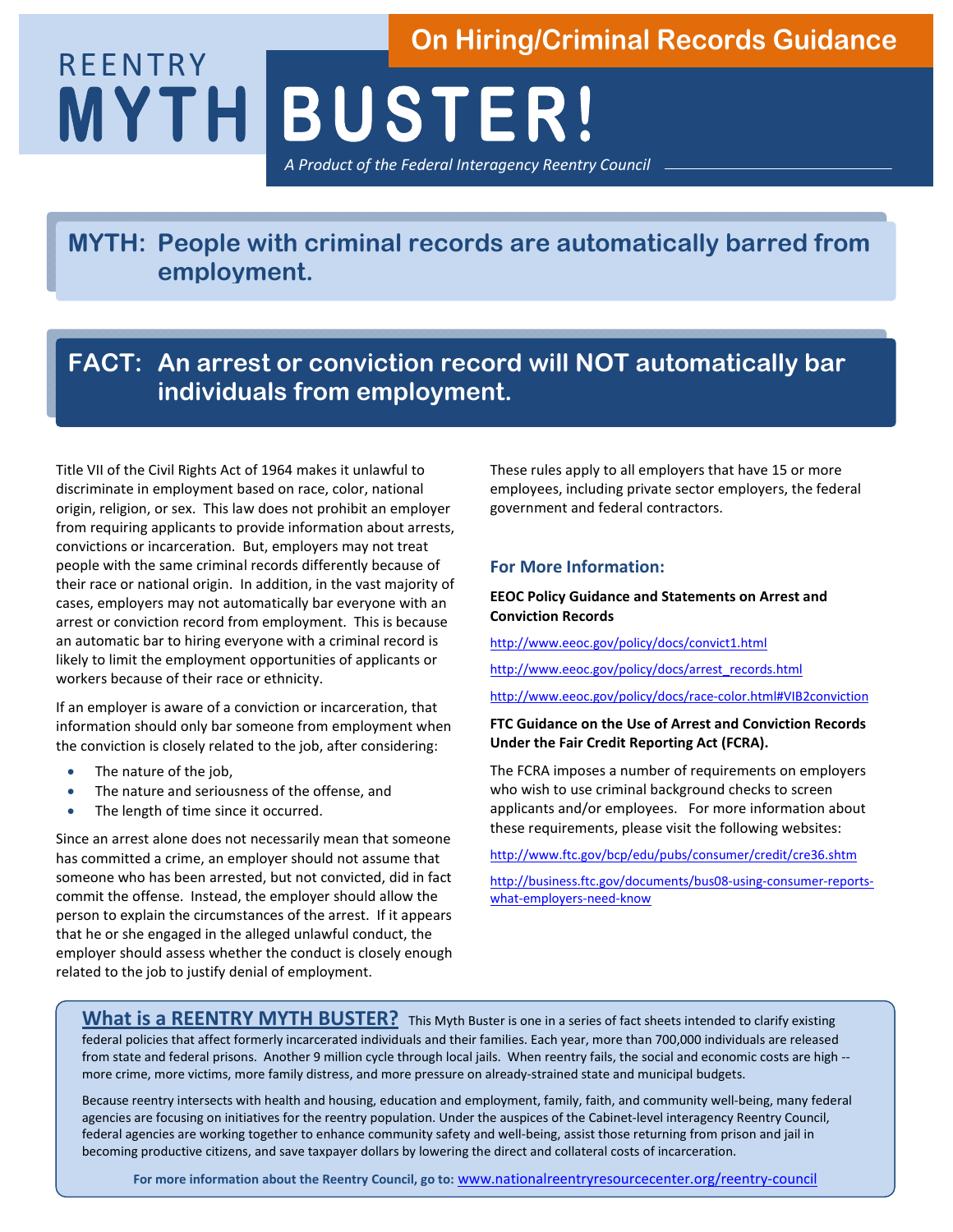# REENTRY MYTH BUSTER!

## On Hiring/Criminal Records Guidance

*A Product of the Federal Interagency Reentry Council*

## MYTH: People with criminal records are automatically barred from employment.

## FACT: An arrest or conviction record will NOT automatically bar individuals from employment.

Title VII of the Civil Rights Act of 1964 makes it unlawful to discriminate in employment based on race, color, national origin, religion, or sex. This law does not prohibit an employer from requiring applicants to provide information about arrests, convictions or incarceration. But, employers may not treat people with the same criminal records differently because of their race or national origin. In addition, in the vast majority of cases, employers may not automatically bar everyone with an arrest or conviction record from employment. This is because an automatic bar to hiring everyone with a criminal record is likely to limit the employment opportunities of applicants or workers because of their race or ethnicity.

If an employer is aware of a conviction or incarceration, that information should only bar someone from employment when the conviction is closely related to the job, after considering:

- The nature of the job,
- The nature and seriousness of the offense, and
- The length of time since it occurred.

Since an arrest alone does not necessarily mean that someone has committed a crime, an employer should not assume that someone who has been arrested, but not convicted, did in fact commit the offense. Instead, the employer should allow the person to explain the circumstances of the arrest. If it appears that he or she engaged in the alleged unlawful conduct, the employer should assess whether the conduct is closely enough related to the job to justify denial of employment.

These rules apply to all employers that have 15 or more employees, including private sector employers, the federal government and federal contractors.

### For More Information:

**EEOC Policy Guidance and Statements on Arrest and Conviction Records**

http://www.eeoc.gov/policy/docs/convict1.html

http://www.eeoc.gov/policy/docs/arrest_records.html

http://www.eeoc.gov/policy/docs/race-color.html#VIB2conviction

**FTC Guidance on the Use of Arrest and Conviction Records Under the Fair Credit Reporting Act (FCRA).**

The FCRA imposes a number of requirements on employers who wish to use criminal background checks to screen applicants and/or employees. For more information about these requirements, please visit the following websites:

http://www.ftc.gov/bcp/edu/pubs/consumer/credit/cre36.shtm

http://business.ftc.gov/documents/bus08-using-consumer-reports-what-employers-need-know

## What is a REENTRY MYTH BUSTER?

This Myth Buster is one in a series of fact sheets intended to clarify existing federal policies that affect formerly incarcerated individuals and their families. Each year, more than 700,000 individuals are released from state and federal prisons. Another 9 million cycle through local jails. When reentry fails, the social and economic costs are high -- more crime, more victims, more family distress, and more pressure on already-strained state and municipal budgets.

Because reentry intersects with health and housing, education and employment, family, faith, and community well-being, many federal agencies are focusing on initiatives for the reentry population. Under the auspices of the Cabinet-level interagency Reentry Council, federal agencies are working together to enhance community safety and well-being, assist those returning from prison and jail in becoming productive citizens, and save taxpayer dollars by lowering the direct and collateral costs of incarceration.

**For more information about the Reentry Council, go to:** www.nationalreentryresourcecenter.org/reentry-council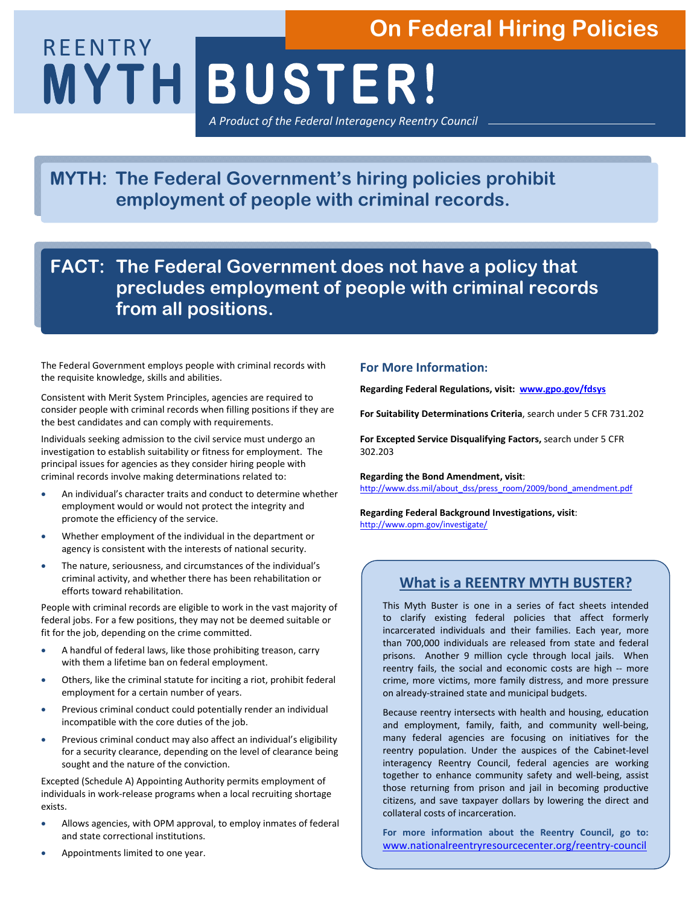# On Federal Hiring Policies

# REENTRY MYTH BUSTER!

*A Product of the Federal Interagency Reentry Council*

## MYTH: The Federal Government's hiring policies prohibit employment of people with criminal records.

## FACT: The Federal Government does not have a policy that precludes employment of people with criminal records from all positions.

The Federal Government employs people with criminal records with the requisite knowledge, skills and abilities.

Consistent with Merit System Principles, agencies are required to consider people with criminal records when filling positions if they are the best candidates and can comply with requirements.

Individuals seeking admission to the civil service must undergo an investigation to establish suitability or fitness for employment. The principal issues for agencies as they consider hiring people with criminal records involve making determinations related to:

- An individual's character traits and conduct to determine whether employment would or would not protect the integrity and promote the efficiency of the service.
- Whether employment of the individual in the department or agency is consistent with the interests of national security.
- The nature, seriousness, and circumstances of the individual's criminal activity, and whether there has been rehabilitation or efforts toward rehabilitation.

People with criminal records are eligible to work in the vast majority of federal jobs. For a few positions, they may not be deemed suitable or fit for the job, depending on the crime committed.

- A handful of federal laws, like those prohibiting treason, carry with them a lifetime ban on federal employment.
- Others, like the criminal statute for inciting a riot, prohibit federal employment for a certain number of years.
- Previous criminal conduct could potentially render an individual incompatible with the core duties of the job.
- Previous criminal conduct may also affect an individual's eligibility for a security clearance, depending on the level of clearance being sought and the nature of the conviction.

Excepted (Schedule A) Appointing Authority permits employment of individuals in work-release programs when a local recruiting shortage exists.

- Allows agencies, with OPM approval, to employ inmates of federal and state correctional institutions.
- Appointments limited to one year.

### For More Information:

**Regarding Federal Regulations, visit:** **www.gpo.gov/fdsys**

**For Suitability Determinations Criteria**, search under 5 CFR 731.202

**For Excepted Service Disqualifying Factors,** search under 5 CFR 302.203

**Regarding the Bond Amendment, visit**:
http://www.dss.mil/about_dss/press_room/2009/bond_amendment.pdf

**Regarding Federal Background Investigations, visit**:
http://www.opm.gov/investigate/

### What is a REENTRY MYTH BUSTER?

This Myth Buster is one in a series of fact sheets intended to clarify existing federal policies that affect formerly incarcerated individuals and their families. Each year, more than 700,000 individuals are released from state and federal prisons. Another 9 million cycle through local jails. When reentry fails, the social and economic costs are high -- more crime, more victims, more family distress, and more pressure on already-strained state and municipal budgets.

Because reentry intersects with health and housing, education and employment, family, faith, and community well-being, many federal agencies are focusing on initiatives for the reentry population. Under the auspices of the Cabinet-level interagency Reentry Council, federal agencies are working together to enhance community safety and well-being, assist those returning from prison and jail in becoming productive citizens, and save taxpayer dollars by lowering the direct and collateral costs of incarceration.

**For more information about the Reentry Council, go to:** www.nationalreentryresourcecenter.org/reentry-council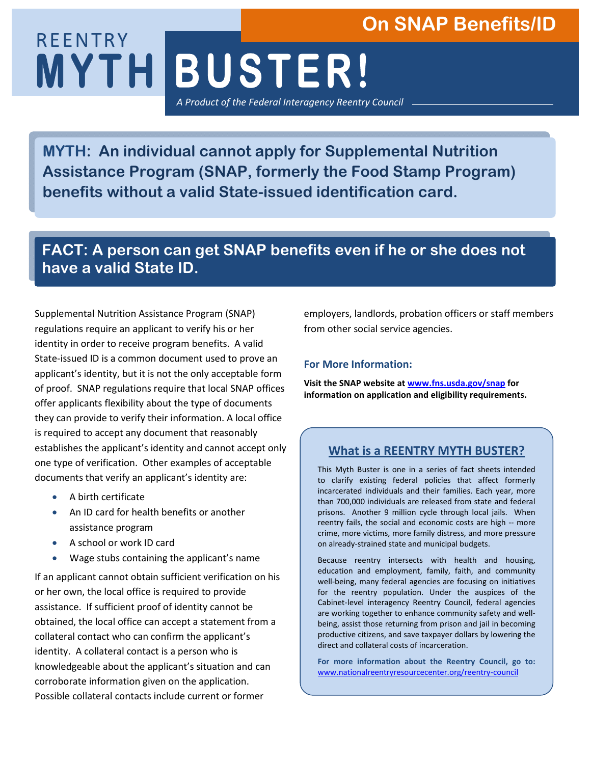# REENTRY MYTH BUSTER!

## On SNAP Benefits/ID

*A Product of the Federal Interagency Reentry Council*

**MYTH: An individual cannot apply for Supplemental Nutrition Assistance Program (SNAP, formerly the Food Stamp Program) benefits without a valid State-issued identification card.**

**FACT: A person can get SNAP benefits even if he or she does not have a valid State ID.**

Supplemental Nutrition Assistance Program (SNAP) regulations require an applicant to verify his or her identity in order to receive program benefits. A valid State-issued ID is a common document used to prove an applicant's identity, but it is not the only acceptable form of proof. SNAP regulations require that local SNAP offices offer applicants flexibility about the type of documents they can provide to verify their information. A local office is required to accept any document that reasonably establishes the applicant's identity and cannot accept only one type of verification. Other examples of acceptable documents that verify an applicant's identity are:

- A birth certificate
- An ID card for health benefits or another assistance program
- A school or work ID card
- Wage stubs containing the applicant's name

If an applicant cannot obtain sufficient verification on his or her own, the local office is required to provide assistance. If sufficient proof of identity cannot be obtained, the local office can accept a statement from a collateral contact who can confirm the applicant's identity. A collateral contact is a person who is knowledgeable about the applicant's situation and can corroborate information given on the application. Possible collateral contacts include current or former employers, landlords, probation officers or staff members from other social service agencies.

### For More Information:

**Visit the SNAP website at [www.fns.usda.gov/snap](http://www.fns.usda.gov/snap) for information on application and eligibility requirements.**

### What is a REENTRY MYTH BUSTER?

This Myth Buster is one in a series of fact sheets intended to clarify existing federal policies that affect formerly incarcerated individuals and their families. Each year, more than 700,000 individuals are released from state and federal prisons. Another 9 million cycle through local jails. When reentry fails, the social and economic costs are high -- more crime, more victims, more family distress, and more pressure on already-strained state and municipal budgets.

Because reentry intersects with health and housing, education and employment, family, faith, and community well-being, many federal agencies are focusing on initiatives for the reentry population. Under the auspices of the Cabinet-level interagency Reentry Council, federal agencies are working together to enhance community safety and well-being, assist those returning from prison and jail in becoming productive citizens, and save taxpayer dollars by lowering the direct and collateral costs of incarceration.

**For more information about the Reentry Council, go to:** [www.nationalreentryresourcecenter.org/reentry-council](http://www.nationalreentryresourcecenter.org/reentry-council)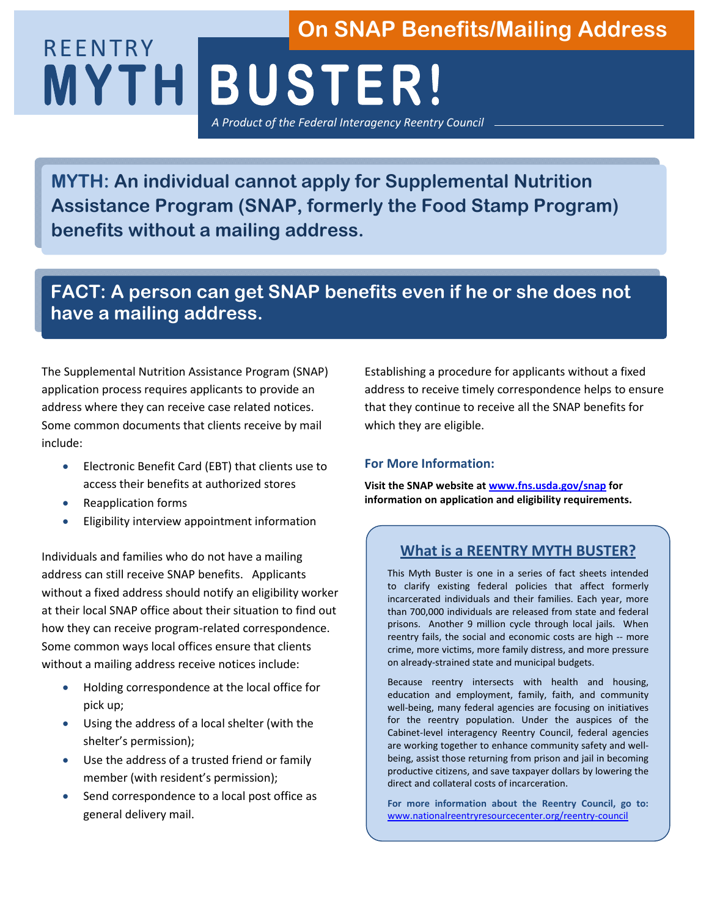# REENTRY MYTH BUSTER!

## On SNAP Benefits/Mailing Address

*A Product of the Federal Interagency Reentry Council*

**MYTH: An individual cannot apply for Supplemental Nutrition Assistance Program (SNAP, formerly the Food Stamp Program) benefits without a mailing address.**

**FACT: A person can get SNAP benefits even if he or she does not have a mailing address.**

The Supplemental Nutrition Assistance Program (SNAP) application process requires applicants to provide an address where they can receive case related notices. Some common documents that clients receive by mail include:

- Electronic Benefit Card (EBT) that clients use to access their benefits at authorized stores
- Reapplication forms
- Eligibility interview appointment information

Individuals and families who do not have a mailing address can still receive SNAP benefits. Applicants without a fixed address should notify an eligibility worker at their local SNAP office about their situation to find out how they can receive program-related correspondence. Some common ways local offices ensure that clients without a mailing address receive notices include:

- Holding correspondence at the local office for pick up;
- Using the address of a local shelter (with the shelter's permission);
- Use the address of a trusted friend or family member (with resident's permission);
- Send correspondence to a local post office as general delivery mail.

Establishing a procedure for applicants without a fixed address to receive timely correspondence helps to ensure that they continue to receive all the SNAP benefits for which they are eligible.

### For More Information:

**Visit the SNAP website at [www.fns.usda.gov/snap](http://www.fns.usda.gov/snap) for information on application and eligibility requirements.**

### What is a REENTRY MYTH BUSTER?

This Myth Buster is one in a series of fact sheets intended to clarify existing federal policies that affect formerly incarcerated individuals and their families. Each year, more than 700,000 individuals are released from state and federal prisons. Another 9 million cycle through local jails. When reentry fails, the social and economic costs are high -- more crime, more victims, more family distress, and more pressure on already-strained state and municipal budgets.

Because reentry intersects with health and housing, education and employment, family, faith, and community well-being, many federal agencies are focusing on initiatives for the reentry population. Under the auspices of the Cabinet-level interagency Reentry Council, federal agencies are working together to enhance community safety and well-being, assist those returning from prison and jail in becoming productive citizens, and save taxpayer dollars by lowering the direct and collateral costs of incarceration.

**For more information about the Reentry Council, go to:** [www.nationalreentryresourcecenter.org/reentry-council](http://www.nationalreentryresourcecenter.org/reentry-council)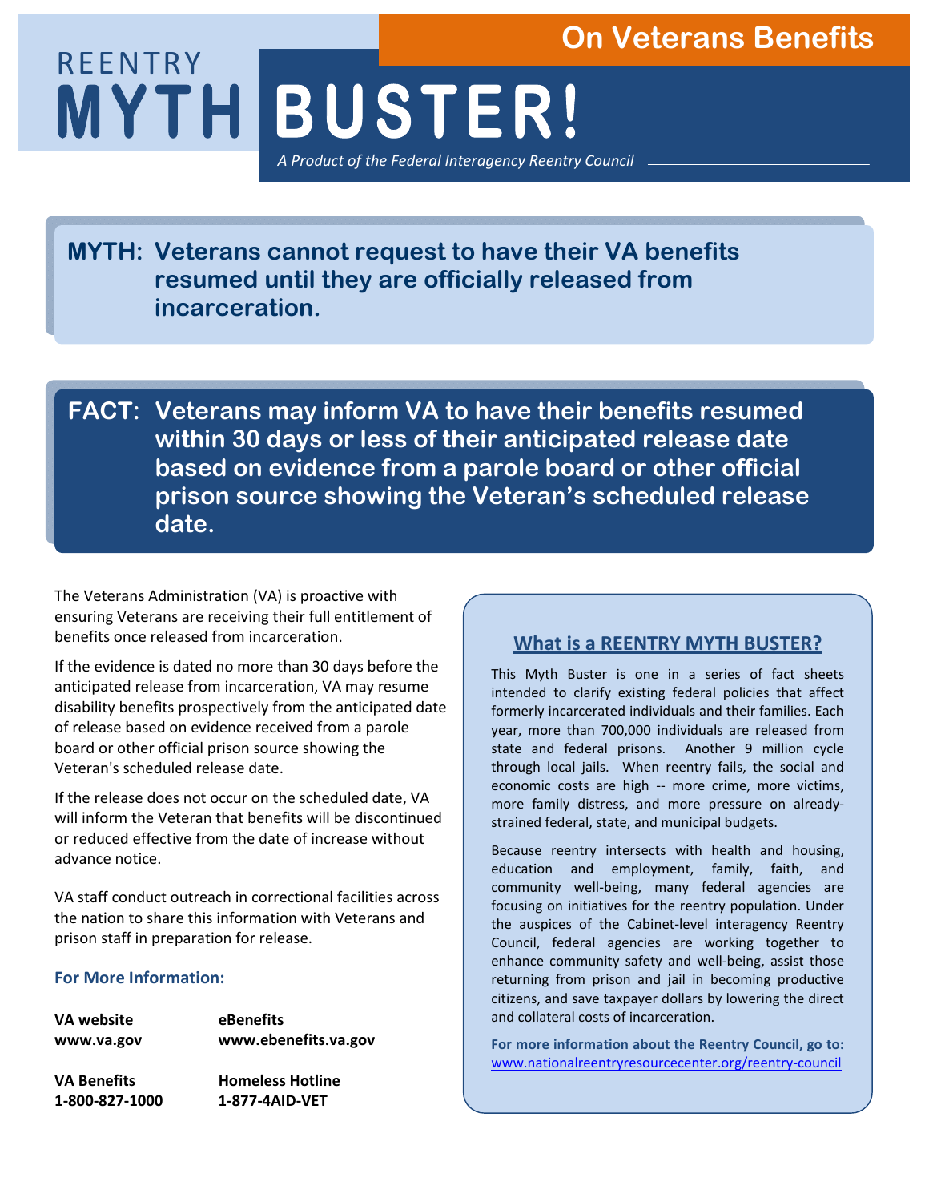# On Veterans Benefits

# REENTRY MYTH BUSTER!

*A Product of the Federal Interagency Reentry Council*

**MYTH: Veterans cannot request to have their VA benefits resumed until they are officially released from incarceration.**

**FACT: Veterans may inform VA to have their benefits resumed within 30 days or less of their anticipated release date based on evidence from a parole board or other official prison source showing the Veteran's scheduled release date.**

The Veterans Administration (VA) is proactive with ensuring Veterans are receiving their full entitlement of benefits once released from incarceration.

If the evidence is dated no more than 30 days before the anticipated release from incarceration, VA may resume disability benefits prospectively from the anticipated date of release based on evidence received from a parole board or other official prison source showing the Veteran's scheduled release date.

If the release does not occur on the scheduled date, VA will inform the Veteran that benefits will be discontinued or reduced effective from the date of increase without advance notice.

VA staff conduct outreach in correctional facilities across the nation to share this information with Veterans and prison staff in preparation for release.

### For More Information:

**VA website**
**www.va.gov**

**eBenefits**
**www.ebenefits.va.gov**

**VA Benefits**
**1-800-827-1000**

**Homeless Hotline**
**1-877-4AID-VET**

## What is a REENTRY MYTH BUSTER?

This Myth Buster is one in a series of fact sheets intended to clarify existing federal policies that affect formerly incarcerated individuals and their families. Each year, more than 700,000 individuals are released from state and federal prisons. Another 9 million cycle through local jails. When reentry fails, the social and economic costs are high -- more crime, more victims, more family distress, and more pressure on already-strained federal, state, and municipal budgets.

Because reentry intersects with health and housing, education and employment, family, faith, and community well-being, many federal agencies are focusing on initiatives for the reentry population. Under the auspices of the Cabinet-level interagency Reentry Council, federal agencies are working together to enhance community safety and well-being, assist those returning from prison and jail in becoming productive citizens, and save taxpayer dollars by lowering the direct and collateral costs of incarceration.

**For more information about the Reentry Council, go to:**
www.nationalreentryresourcecenter.org/reentry-council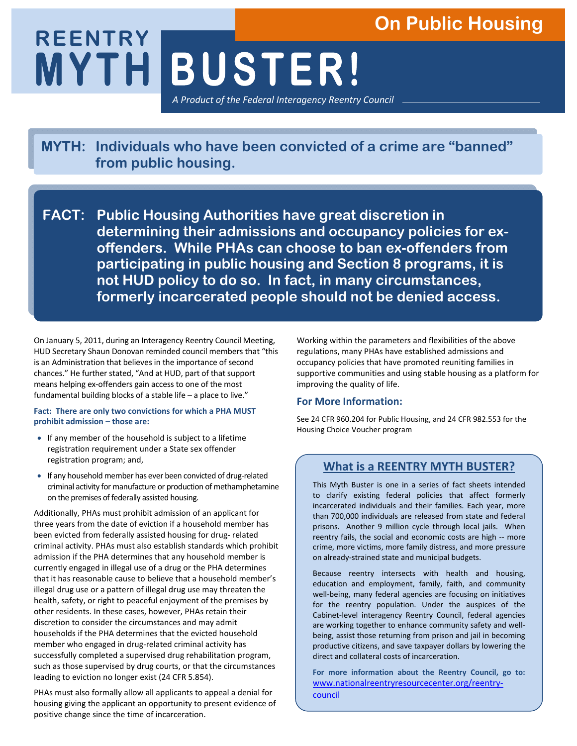# On Public Housing

# REENTRY MYTH BUSTER!

*A Product of the Federal Interagency Reentry Council*

## MYTH: Individuals who have been convicted of a crime are "banned" from public housing.

## FACT: Public Housing Authorities have great discretion in determining their admissions and occupancy policies for ex-offenders. While PHAs can choose to ban ex-offenders from participating in public housing and Section 8 programs, it is not HUD policy to do so. In fact, in many circumstances, formerly incarcerated people should not be denied access.

On January 5, 2011, during an Interagency Reentry Council Meeting, HUD Secretary Shaun Donovan reminded council members that "this is an Administration that believes in the importance of second chances." He further stated, "And at HUD, part of that support means helping ex-offenders gain access to one of the most fundamental building blocks of a stable life – a place to live."

**Fact: There are only two convictions for which a PHA MUST prohibit admission – those are:**

- If any member of the household is subject to a lifetime registration requirement under a State sex offender registration program; and,
- If any household member has ever been convicted of drug-related criminal activity for manufacture or production of methamphetamine on the premises of federally assisted housing.

Additionally, PHAs must prohibit admission of an applicant for three years from the date of eviction if a household member has been evicted from federally assisted housing for drug- related criminal activity. PHAs must also establish standards which prohibit admission if the PHA determines that any household member is currently engaged in illegal use of a drug or the PHA determines that it has reasonable cause to believe that a household member's illegal drug use or a pattern of illegal drug use may threaten the health, safety, or right to peaceful enjoyment of the premises by other residents. In these cases, however, PHAs retain their discretion to consider the circumstances and may admit households if the PHA determines that the evicted household member who engaged in drug-related criminal activity has successfully completed a supervised drug rehabilitation program, such as those supervised by drug courts, or that the circumstances leading to eviction no longer exist (24 CFR 5.854).

PHAs must also formally allow all applicants to appeal a denial for housing giving the applicant an opportunity to present evidence of positive change since the time of incarceration.

Working within the parameters and flexibilities of the above regulations, many PHAs have established admissions and occupancy policies that have promoted reuniting families in supportive communities and using stable housing as a platform for improving the quality of life.

### For More Information:

See 24 CFR 960.204 for Public Housing, and 24 CFR 982.553 for the Housing Choice Voucher program

### What is a REENTRY MYTH BUSTER?

This Myth Buster is one in a series of fact sheets intended to clarify existing federal policies that affect formerly incarcerated individuals and their families. Each year, more than 700,000 individuals are released from state and federal prisons. Another 9 million cycle through local jails. When reentry fails, the social and economic costs are high -- more crime, more victims, more family distress, and more pressure on already-strained state and municipal budgets.

Because reentry intersects with health and housing, education and employment, family, faith, and community well-being, many federal agencies are focusing on initiatives for the reentry population. Under the auspices of the Cabinet-level interagency Reentry Council, federal agencies are working together to enhance community safety and well-being, assist those returning from prison and jail in becoming productive citizens, and save taxpayer dollars by lowering the direct and collateral costs of incarceration.

**For more information about the Reentry Council, go to:** www.nationalreentryresourcecenter.org/reentry-council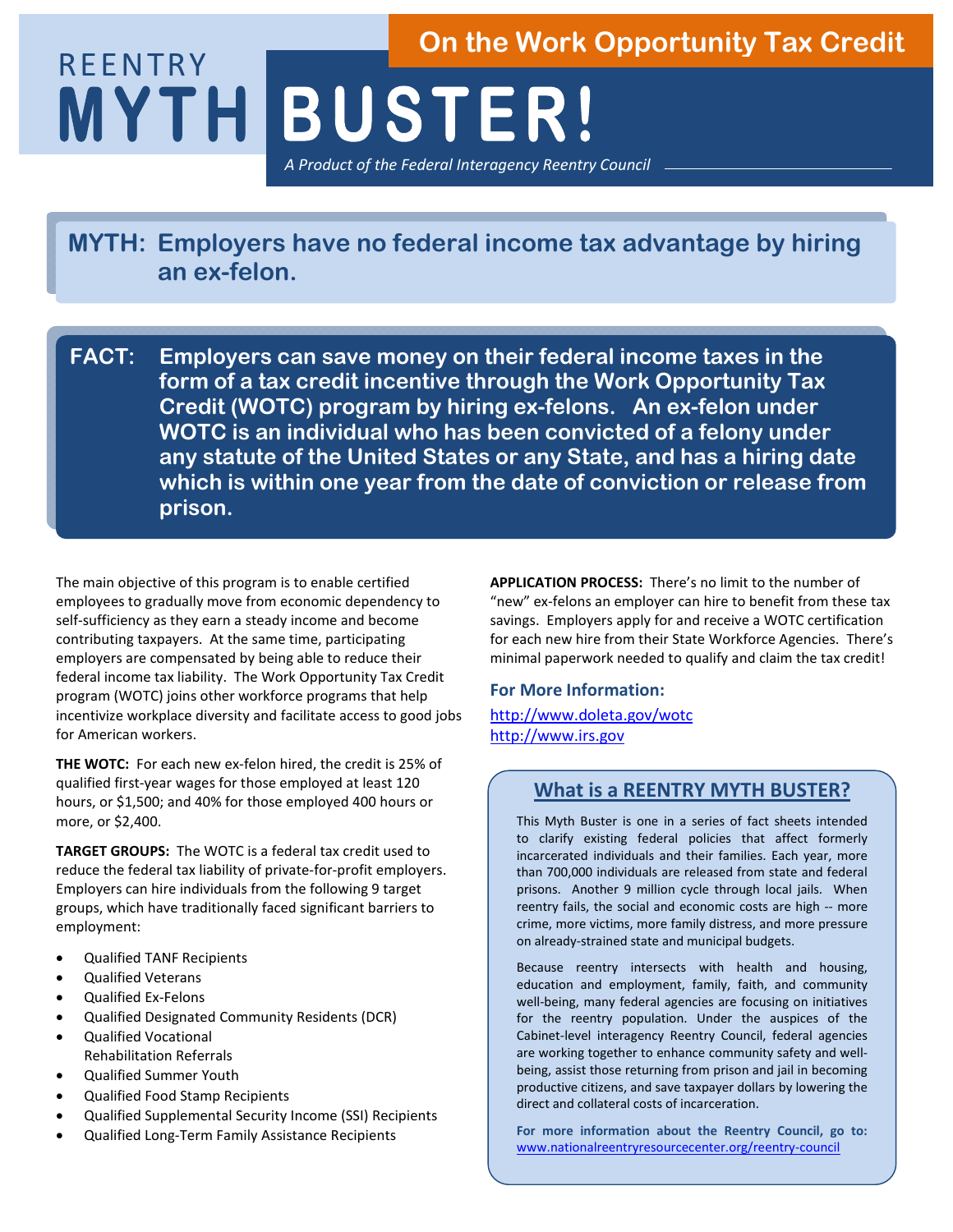# REENTRY MYTH BUSTER!

## On the Work Opportunity Tax Credit

*A Product of the Federal Interagency Reentry Council*

**MYTH: Employers have no federal income tax advantage by hiring an ex-felon.**

**FACT: Employers can save money on their federal income taxes in the form of a tax credit incentive through the Work Opportunity Tax Credit (WOTC) program by hiring ex-felons. An ex-felon under WOTC is an individual who has been convicted of a felony under any statute of the United States or any State, and has a hiring date which is within one year from the date of conviction or release from prison.**

The main objective of this program is to enable certified employees to gradually move from economic dependency to self-sufficiency as they earn a steady income and become contributing taxpayers. At the same time, participating employers are compensated by being able to reduce their federal income tax liability. The Work Opportunity Tax Credit program (WOTC) joins other workforce programs that help incentivize workplace diversity and facilitate access to good jobs for American workers.

**THE WOTC:** For each new ex-felon hired, the credit is 25% of qualified first-year wages for those employed at least 120 hours, or $1,500; and 40% for those employed 400 hours or more, or $2,400.

**TARGET GROUPS:** The WOTC is a federal tax credit used to reduce the federal tax liability of private-for-profit employers. Employers can hire individuals from the following 9 target groups, which have traditionally faced significant barriers to employment:

- Qualified TANF Recipients
- Qualified Veterans
- Qualified Ex-Felons
- Qualified Designated Community Residents (DCR)
- Qualified Vocational Rehabilitation Referrals
- Qualified Summer Youth
- Qualified Food Stamp Recipients
- Qualified Supplemental Security Income (SSI) Recipients
- Qualified Long-Term Family Assistance Recipients

**APPLICATION PROCESS:** There's no limit to the number of "new" ex-felons an employer can hire to benefit from these tax savings. Employers apply for and receive a WOTC certification for each new hire from their State Workforce Agencies. There's minimal paperwork needed to qualify and claim the tax credit!

### For More Information:

http://www.doleta.gov/wotc
http://www.irs.gov

### What is a REENTRY MYTH BUSTER?

This Myth Buster is one in a series of fact sheets intended to clarify existing federal policies that affect formerly incarcerated individuals and their families. Each year, more than 700,000 individuals are released from state and federal prisons. Another 9 million cycle through local jails. When reentry fails, the social and economic costs are high -- more crime, more victims, more family distress, and more pressure on already-strained state and municipal budgets.

Because reentry intersects with health and housing, education and employment, family, faith, and community well-being, many federal agencies are focusing on initiatives for the reentry population. Under the auspices of the Cabinet-level interagency Reentry Council, federal agencies are working together to enhance community safety and well-being, assist those returning from prison and jail in becoming productive citizens, and save taxpayer dollars by lowering the direct and collateral costs of incarceration.

**For more information about the Reentry Council, go to:** www.nationalreentryresourcecenter.org/reentry-council